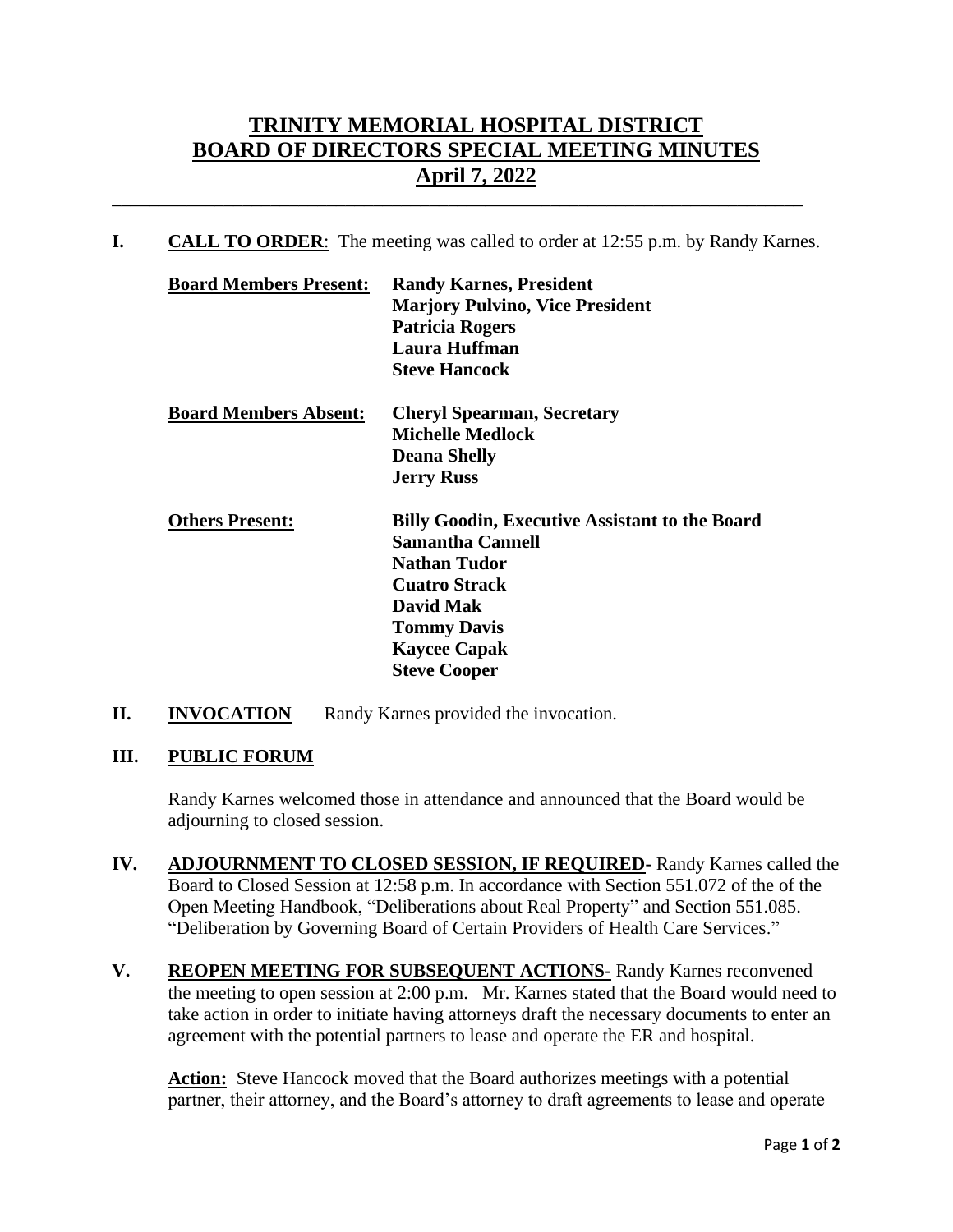# TRINITY MEMORIAL HOSPITAL DISTRICT
# BOARD OF DIRECTORS SPECIAL MEETING MINUTES
## April 7, 2022

---

**I. CALL TO ORDER**: The meeting was called to order at 12:55 p.m. by Randy Karnes.

**Board Members Present:**
**Randy Karnes, President**
**Marjory Pulvino, Vice President**
**Patricia Rogers**
**Laura Huffman**
**Steve Hancock**

**Board Members Absent:**
**Cheryl Spearman, Secretary**
**Michelle Medlock**
**Deana Shelly**
**Jerry Russ**

**Others Present:**
**Billy Goodin, Executive Assistant to the Board**
**Samantha Cannell**
**Nathan Tudor**
**Cuatro Strack**
**David Mak**
**Tommy Davis**
**Kaycee Capak**
**Steve Cooper**

**II. INVOCATION** Randy Karnes provided the invocation.

**III. PUBLIC FORUM**

Randy Karnes welcomed those in attendance and announced that the Board would be adjourning to closed session.

**IV. ADJOURNMENT TO CLOSED SESSION, IF REQUIRED-** Randy Karnes called the Board to Closed Session at 12:58 p.m. In accordance with Section 551.072 of the of the Open Meeting Handbook, "Deliberations about Real Property" and Section 551.085. "Deliberation by Governing Board of Certain Providers of Health Care Services."

**V. REOPEN MEETING FOR SUBSEQUENT ACTIONS-** Randy Karnes reconvened the meeting to open session at 2:00 p.m. Mr. Karnes stated that the Board would need to take action in order to initiate having attorneys draft the necessary documents to enter an agreement with the potential partners to lease and operate the ER and hospital.

**Action:** Steve Hancock moved that the Board authorizes meetings with a potential partner, their attorney, and the Board's attorney to draft agreements to lease and operate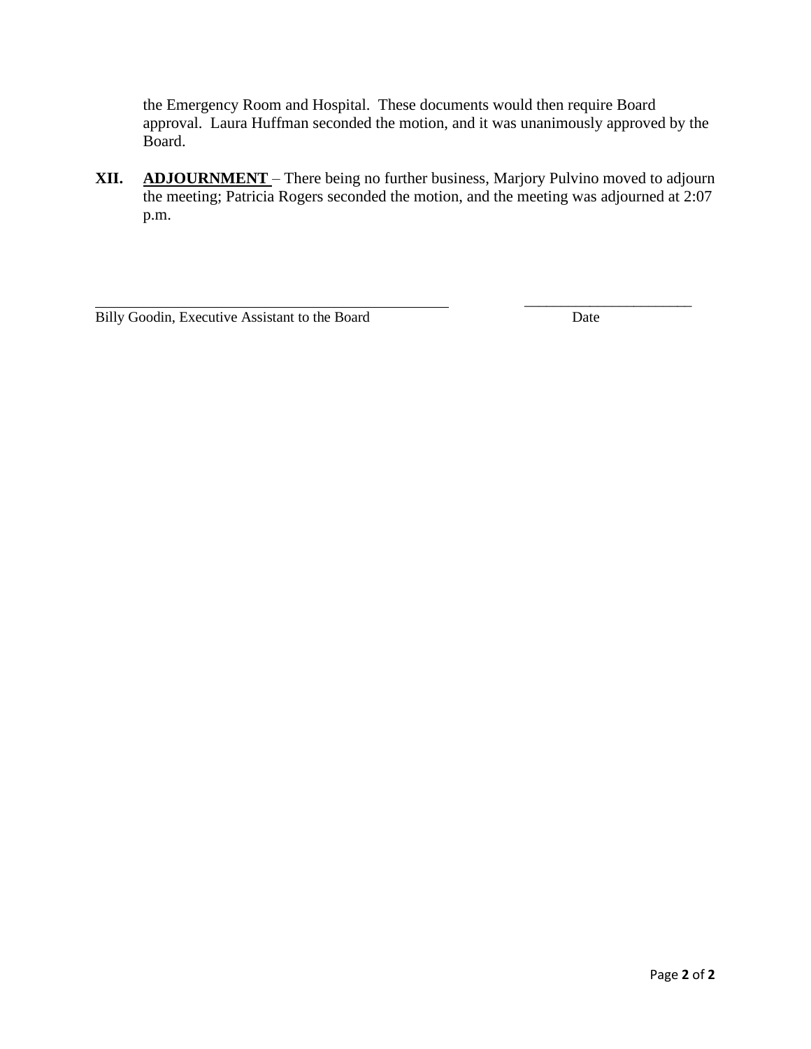the Emergency Room and Hospital. These documents would then require Board approval. Laura Huffman seconded the motion, and it was unanimously approved by the Board.

**XII. ADJOURNMENT** – There being no further business, Marjory Pulvino moved to adjourn the meeting; Patricia Rogers seconded the motion, and the meeting was adjourned at 2:07 p.m.

\_\_\_\_\_\_\_\_\_\_\_\_\_\_\_\_\_\_\_\_\_\_\_\_\_\_\_\_\_\_\_\_\_\_\_\_\_\_\_\_\_\_\_\_\_\_\_ \_\_\_\_\_\_\_\_\_\_\_\_\_\_\_\_\_\_\_\_\_\_\_

Billy Goodin, Executive Assistant to the Board Date